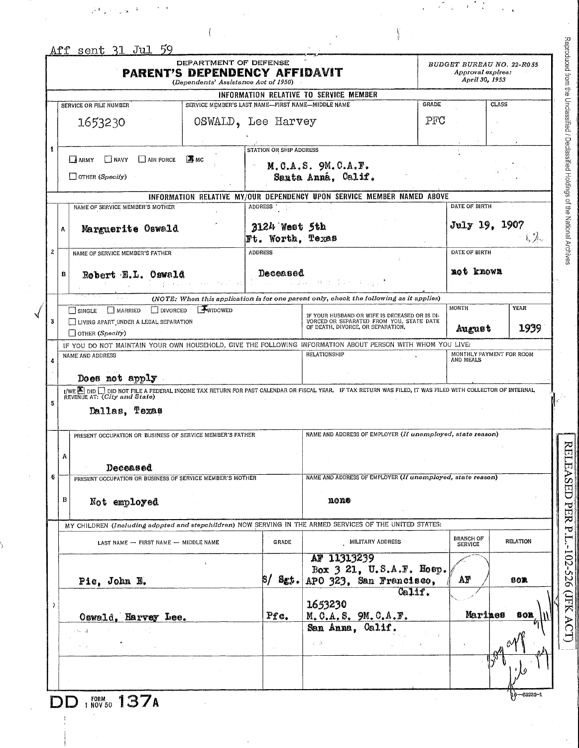Aff sent 31 Jul 59

DEPARTMENT OF DEFENSE
# PARENT'S DEPENDENCY AFFIDAVIT
*(Dependents' Assistance Act of 1950)*

BUDGET BUREAU NO. 22-R055
*Approval expires: April 30, 1953*

## INFORMATION RELATIVE TO SERVICE MEMBER

| SERVICE OR FILE NUMBER | SERVICE MEMBER'S LAST NAME—FIRST NAME—MIDDLE NAME | GRADE | CLASS |
|---|---|---|---|
| 1653230 | OSWALD, Lee Harvey | PFC | |

1. ☐ ARMY ☐ NAVY ☐ AIR FORCE ☒ MC ☐ OTHER *(Specify)*

STATION OR SHIP ADDRESS: M.C.A.S. 9M.C.A.F. Santa Anna, Calif.

## INFORMATION RELATIVE MY/OUR DEPENDENCY UPON SERVICE MEMBER NAMED ABOVE

| 2 | NAME | ADDRESS | DATE OF BIRTH |
|---|---|---|---|
| A. NAME OF SERVICE MEMBER'S MOTHER | Marguerite Oswald | 3124 West 5th Ft. Worth, Texas | July 19, 1907 52 |
| B. NAME OF SERVICE MEMBER'S FATHER | Robert E.L. Oswald | Deceased | not known |

*(NOTE: When this application is for one parent only, check the following as it applies)*

3. ☐ SINGLE ☐ MARRIED ☐ DIVORCED ☒ WIDOWED ☐ LIVING APART UNDER A LEGAL SEPARATION ☐ OTHER *(Specify)*

IF YOUR HUSBAND OR WIFE IS DECEASED OR IS DIVORCED OR SEPARATED FROM YOU, STATE DATE OF DEATH, DIVORCE, OR SEPARATION. MONTH: August YEAR: 1939

4. IF YOU DO NOT MAINTAIN YOUR OWN HOUSEHOLD, GIVE THE FOLLOWING INFORMATION ABOUT PERSON WITH WHOM YOU LIVE:

| NAME AND ADDRESS | RELATIONSHIP | MONTHLY PAYMENT FOR ROOM AND MEALS |
|---|---|---|
| Does not apply | | |

5. I/WE ☒ DID ☐ DID NOT FILE A FEDERAL INCOME TAX RETURN FOR PAST CALENDAR OR FISCAL YEAR. IF TAX RETURN WAS FILED, IT WAS FILED WITH COLLECTOR OF INTERNAL REVENUE AT: *(City and State)*

Dallas, Texas

| 6 | PRESENT OCCUPATION OR BUSINESS | NAME AND ADDRESS OF EMPLOYER *(If unemployed, state reason)* |
|---|---|---|
| A. SERVICE MEMBER'S FATHER | Deceased | |
| B. SERVICE MEMBER'S MOTHER | Not employed | none |

7. MY CHILDREN *(Including adopted and stepchildren)* NOW SERVING IN THE ARMED SERVICES OF THE UNITED STATES:

| LAST NAME — FIRST NAME — MIDDLE NAME | GRADE | MILITARY ADDRESS | BRANCH OF SERVICE | RELATION |
|---|---|---|---|---|
| Pic, John E. | S/ Sgt. | AF 11313239 Box 3 21, U.S.A.F. Hosp. APO 323, San Francisco, Calif. | AF | son |
| Oswald, Harvey Lee. | Pfc. | 1653230 M.C.A.S. 9M.C.A.F. San Anna, Calif. | Marines | son |

DD FORM 1 NOV 50 137A

16—63232-1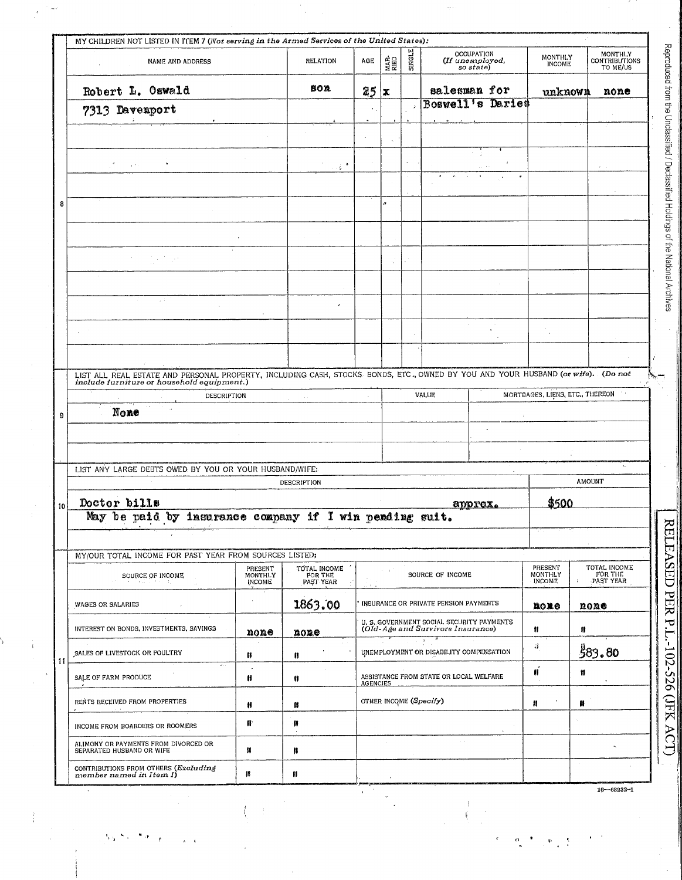## 8

MY CHILDREN NOT LISTED IN ITEM 7 (*Not serving in the Armed Services of the United States*):

| NAME AND ADDRESS | RELATION | AGE | MARRIED | SINGLE | OCCUPATION (*If unemployed, so state*) | MONTHLY INCOME | MONTHLY CONTRIBUTIONS TO ME/US |
|---|---|---|---|---|---|---|---|
| Robert L. Oswald 7313 Davenport | son | 25 | x | | salesman for Boswell's Daries | unknown | none |
| | | | | | | | |
| | | | | | | | |
| | | | | | | | |
| | | | | | | | |
| | | | | | | | |
| | | | | | | | |
| | | | | | | | |
| | | | | | | | |
| | | | | | | | |
| | | | | | | | |

## 9

LIST ALL REAL ESTATE AND PERSONAL PROPERTY, INCLUDING CASH, STOCKS, BONDS, ETC., OWNED BY YOU AND YOUR HUSBAND (*or wife*). (*Do not include furniture or household equipment.*)

| DESCRIPTION | VALUE | MORTGAGES, LIENS, ETC., THEREON |
|---|---|---|
| None | | |
| | | |
| | | |

## 10

LIST ANY LARGE DEBTS OWED BY YOU OR YOUR HUSBAND/WIFE:

| DESCRIPTION | AMOUNT |
|---|---|
| Doctor bills approx. | $500 |
| May be paid by insurance company if I win pending suit. | |
| | |

## 11

MY/OUR TOTAL INCOME FOR PAST YEAR FROM SOURCES LISTED:

| SOURCE OF INCOME | PRESENT MONTHLY INCOME | TOTAL INCOME FOR THE PAST YEAR | SOURCE OF INCOME | PRESENT MONTHLY INCOME | TOTAL INCOME FOR THE PAST YEAR |
|---|---|---|---|---|---|
| WAGES OR SALARIES | | 1863.00 | INSURANCE OR PRIVATE PENSION PAYMENTS | none | none |
| INTEREST ON BONDS, INVESTMENTS, SAVINGS | none | none | U. S. GOVERNMENT SOCIAL SECURITY PAYMENTS (*Old-Age and Survivors Insurance*) | " | " |
| SALES OF LIVESTOCK OR POULTRY | " | " | UNEMPLOYMENT OR DISABILITY COMPENSATION | " | 583.80 |
| SALE OF FARM PRODUCE | " | " | ASSISTANCE FROM STATE OR LOCAL WELFARE AGENCIES | " | " |
| RENTS RECEIVED FROM PROPERTIES | " | " | OTHER INCOME (*Specify*) | " | " |
| INCOME FROM BOARDERS OR ROOMERS | " | " | | | |
| ALIMONY OR PAYMENTS FROM DIVORCED OR SEPARATED HUSBAND OR WIFE | " | " | | | |
| CONTRIBUTIONS FROM OTHERS (*Excluding member named in Item 1*) | " | " | | | |

16—68232-1

Reproduced from the Unclassified / Declassified Holdings of the National Archives

RELEASED PER P.L.-102-526 (JFK ACT)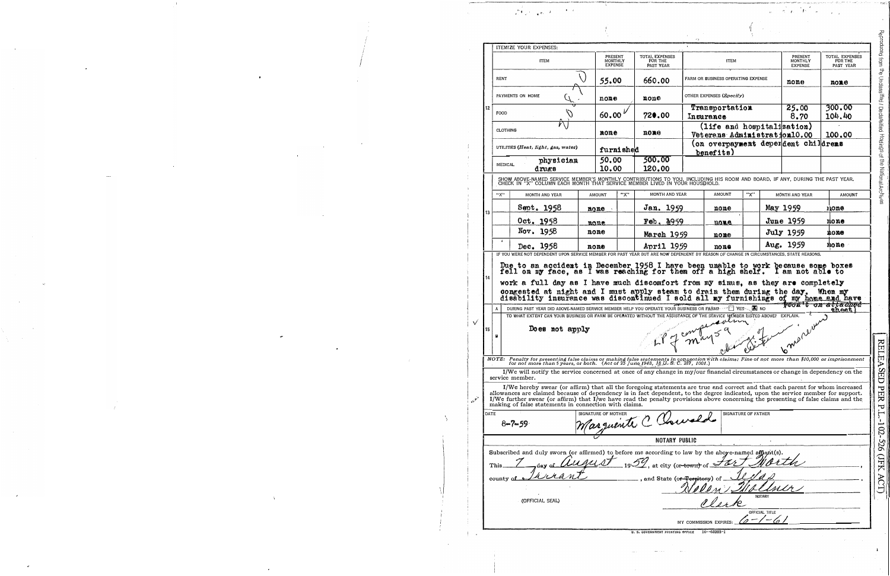## 12 ITEMIZE YOUR EXPENSES:

| ITEM | PRESENT MONTHLY EXPENSE | TOTAL EXPENSES FOR THE PAST YEAR | ITEM | PRESENT MONTHLY EXPENSE | TOTAL EXPENSES FOR THE PAST YEAR |
|---|---|---|---|---|---|
| RENT | 55.00 | 660.00 | FARM OR BUSINESS OPERATING EXPENSE | none | none |
| PAYMENTS ON HOME | none | none | OTHER EXPENSES (*Specify*) | | |
| FOOD | 60.00 | 720.00 | Transportation | 25.00 | 300.00 |
| | | | Insurance | 8.70 | 104.40 |
| CLOTHING | none | none | (life and hospitalization) Veterans Administration | 10.00 | 100.00 |
| UTILITIES (*Heat, light, gas, water*) | furnished | | (on overpayment dependent childrens benefits) | | |
| MEDICAL physician | 50.00 | 500.00 | | | |
| MEDICAL drugs | 10.00 | 120.00 | | | |

## 13 SHOW ABOVE-NAMED SERVICE MEMBER'S MONTHLY CONTRIBUTIONS TO YOU, INCLUDING HIS ROOM AND BOARD, IF ANY, DURING THE PAST YEAR. CHECK IN "X" COLUMN EACH MONTH THAT SERVICE MEMBER LIVED IN YOUR HOUSEHOLD.

| "X" | MONTH AND YEAR | AMOUNT | "X" | MONTH AND YEAR | AMOUNT | "X" | MONTH AND YEAR | AMOUNT |
|---|---|---|---|---|---|---|---|---|
| | Sept. 1958 | none | | Jan. 1959 | none | | May 1959 | none |
| | Oct. 1958 | none | | Feb. 1959 | none | | June 1959 | none |
| | Nov. 1958 | none | | March 1959 | none | | July 1959 | none |
| | Dec. 1958 | none | | April 1959 | none | | Aug. 1959 | none |

## 14 IF YOU WERE NOT DEPENDENT UPON SERVICE MEMBER FOR PAST YEAR BUT ARE NOW DEPENDENT BY REASON OF CHANGE IN CIRCUMSTANCES, STATE REASONS.

Due to an accident in December 1958 I have been unable to work because some boxes fell on my face, as I was reaching for them off a high shelf. I am not able to work a full day as I have much discomfort from my sinus, as they are completely congested at night and I must apply steam to drain them during the day. When my disability insurance was discontinued I sold all my furnishings of my home and have (con't on attached sheet)

## 15

A. DURING PAST YEAR DID ABOVE-NAMED SERVICE MEMBER HELP YOU OPERATE YOUR BUSINESS OR FARM? ☐ YES ☒ NO

B. TO WHAT EXTENT CAN YOUR BUSINESS OR FARM BE OPERATED WITHOUT THE ASSISTANCE OF THE SERVICE MEMBER LISTED ABOVE? EXPLAIN.

Does not apply

LP of comp May 59 change of address moreover

NOTE: *Penalty for presenting false claims or making false statements in connection with claims: Fine of not more than $10,000 or imprisonment for not more than 5 years, or both. (Act of 25 June 1948, 18 U. S. C. 287, 1001.)*

I/We will notify the service concerned at once of any change in my/our financial circumstances or change in dependency on the service member.

I/We hereby swear (or affirm) that all the foregoing statements are true and correct and that each parent for whom increased allowances are claimed because of dependency is in fact dependent, to the degree indicated, upon the service member for support. I/We further swear (or affirm) that I/we have read the penalty provisions above concerning the presenting of false claims and the making of false statements in connection with claims.

DATE: 8-7-59

SIGNATURE OF MOTHER: Marguerite C Oswald

SIGNATURE OF FATHER:

### NOTARY PUBLIC

Subscribed and duly sworn (or affirmed) to before me according to law by the above-named affiant(s).

This 7 day of August 1959, at city (~~or town~~) of Fort Worth,

county of Tarrant, and State (~~or Territory~~) of Texas.

Helen Wallace
NOTARY

(OFFICIAL SEAL)

Clerk
OFFICIAL TITLE

MY COMMISSION EXPIRES: 6-1-61

U. S. GOVERNMENT PRINTING OFFICE 16—68283-1

Reproduced from the Unclassified / Declassified Holdings of the National Archives

RELEASED PER P.L.-102-526 (JFK ACT)